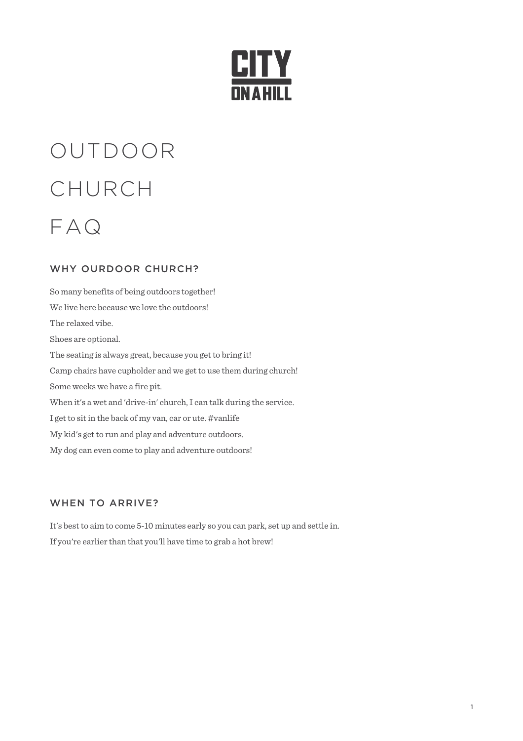CITY ON A HILL

# OUTDOOR CHURCH FAQ

## WHY OURDOOR CHURCH?

So many benefits of being outdoors together!

We live here because we love the outdoors!

The relaxed vibe.

Shoes are optional.

The seating is always great, because you get to bring it!

Camp chairs have cupholder and we get to use them during church!

Some weeks we have a fire pit.

When it's a wet and 'drive-in' church, I can talk during the service.

I get to sit in the back of my van, car or ute. #vanlife

My kid's get to run and play and adventure outdoors.

My dog can even come to play and adventure outdoors!

## WHEN TO ARRIVE?

It's best to aim to come 5-10 minutes early so you can park, set up and settle in.

If you're earlier than that you'll have time to grab a hot brew!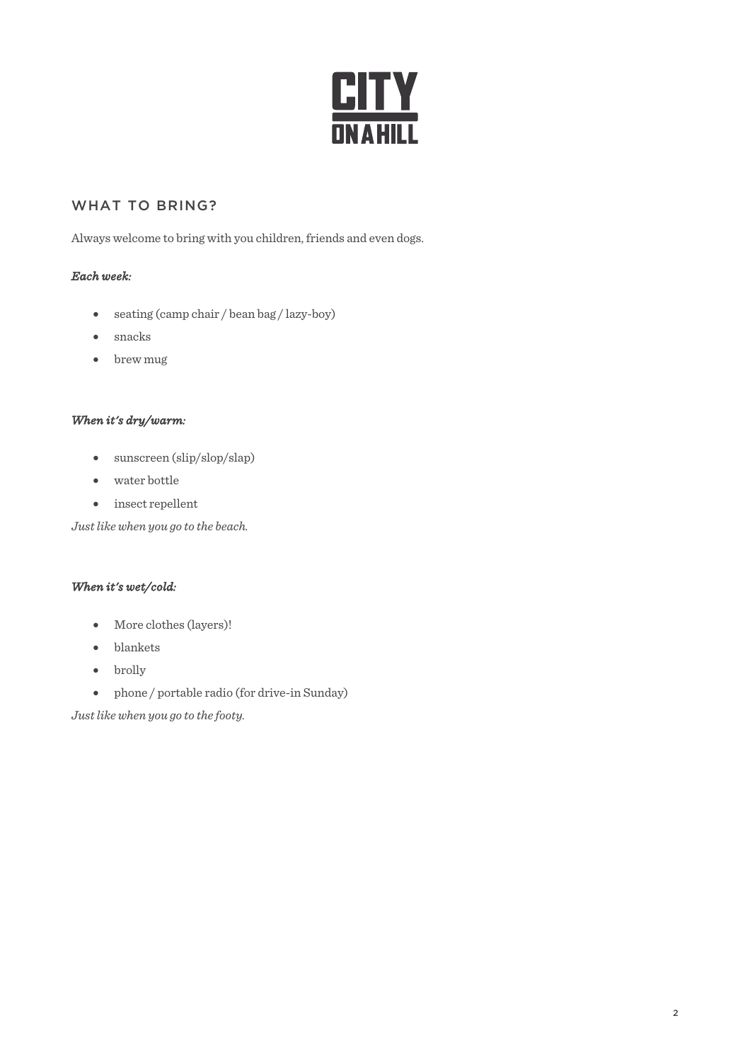CITY ON A HILL

## WHAT TO BRING?

Always welcome to bring with you children, friends and even dogs.

***Each week:***

- seating (camp chair / bean bag / lazy-boy)
- snacks
- brew mug

***When it's dry/warm:***

- sunscreen (slip/slop/slap)
- water bottle
- insect repellent

*Just like when you go to the beach.*

***When it's wet/cold:***

- More clothes (layers)!
- blankets
- brolly
- phone / portable radio (for drive-in Sunday)

*Just like when you go to the footy.*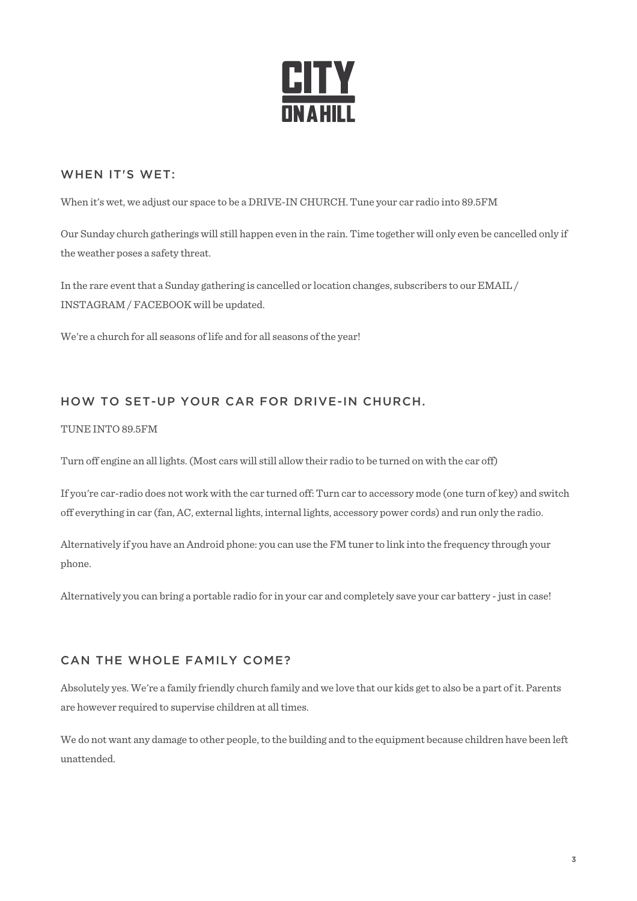CITY ON A HILL

## WHEN IT'S WET:

When it's wet, we adjust our space to be a DRIVE-IN CHURCH. Tune your car radio into 89.5FM

Our Sunday church gatherings will still happen even in the rain. Time together will only even be cancelled only if the weather poses a safety threat.

In the rare event that a Sunday gathering is cancelled or location changes, subscribers to our EMAIL / INSTAGRAM / FACEBOOK will be updated.

We're a church for all seasons of life and for all seasons of the year!

## HOW TO SET-UP YOUR CAR FOR DRIVE-IN CHURCH.

TUNE INTO 89.5FM

Turn off engine an all lights. (Most cars will still allow their radio to be turned on with the car off)

If you're car-radio does not work with the car turned off: Turn car to accessory mode (one turn of key) and switch off everything in car (fan, AC, external lights, internal lights, accessory power cords) and run only the radio.

Alternatively if you have an Android phone: you can use the FM tuner to link into the frequency through your phone.

Alternatively you can bring a portable radio for in your car and completely save your car battery - just in case!

## CAN THE WHOLE FAMILY COME?

Absolutely yes. We're a family friendly church family and we love that our kids get to also be a part of it. Parents are however required to supervise children at all times.

We do not want any damage to other people, to the building and to the equipment because children have been left unattended.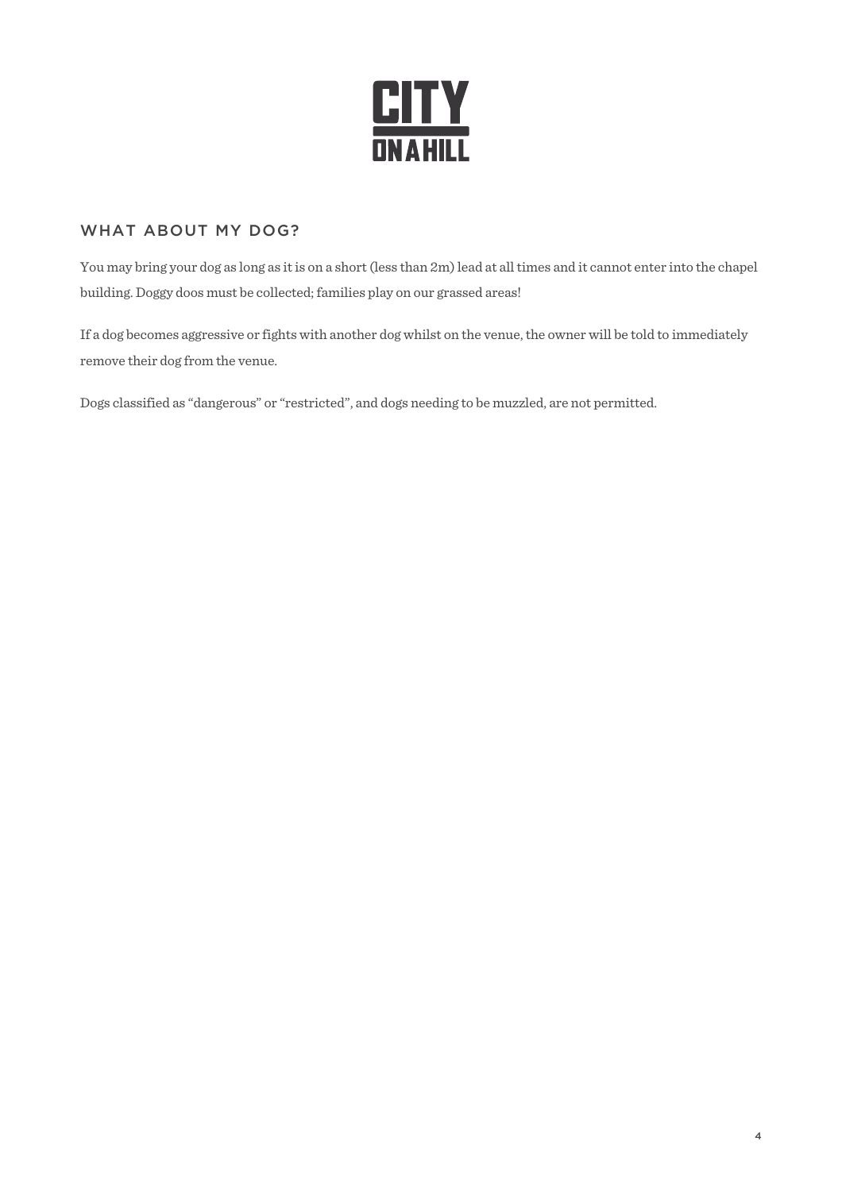## WHAT ABOUT MY DOG?

You may bring your dog as long as it is on a short (less than 2m) lead at all times and it cannot enter into the chapel building. Doggy doos must be collected; families play on our grassed areas!

If a dog becomes aggressive or fights with another dog whilst on the venue, the owner will be told to immediately remove their dog from the venue.

Dogs classified as "dangerous" or "restricted", and dogs needing to be muzzled, are not permitted.